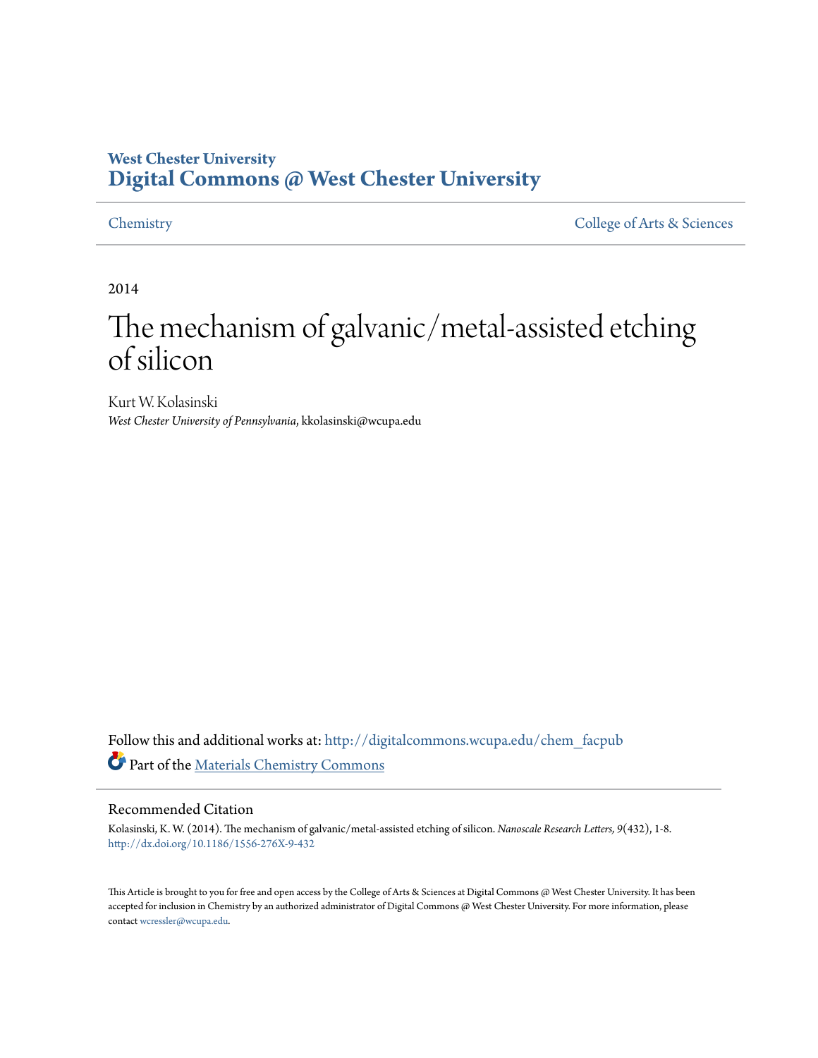West Chester University

**Digital Commons @ West Chester University**

Chemistry | College of Arts & Sciences

2014

# The mechanism of galvanic/metal-assisted etching of silicon

Kurt W. Kolasinski

*West Chester University of Pennsylvania*, kkolasinski@wcupa.edu

Follow this and additional works at: http://digitalcommons.wcupa.edu/chem_facpub

Part of the Materials Chemistry Commons

## Recommended Citation

Kolasinski, K. W. (2014). The mechanism of galvanic/metal-assisted etching of silicon. *Nanoscale Research Letters, 9*(432), 1-8. http://dx.doi.org/10.1186/1556-276X-9-432

This Article is brought to you for free and open access by the College of Arts & Sciences at Digital Commons @ West Chester University. It has been accepted for inclusion in Chemistry by an authorized administrator of Digital Commons @ West Chester University. For more information, please contact wcressler@wcupa.edu.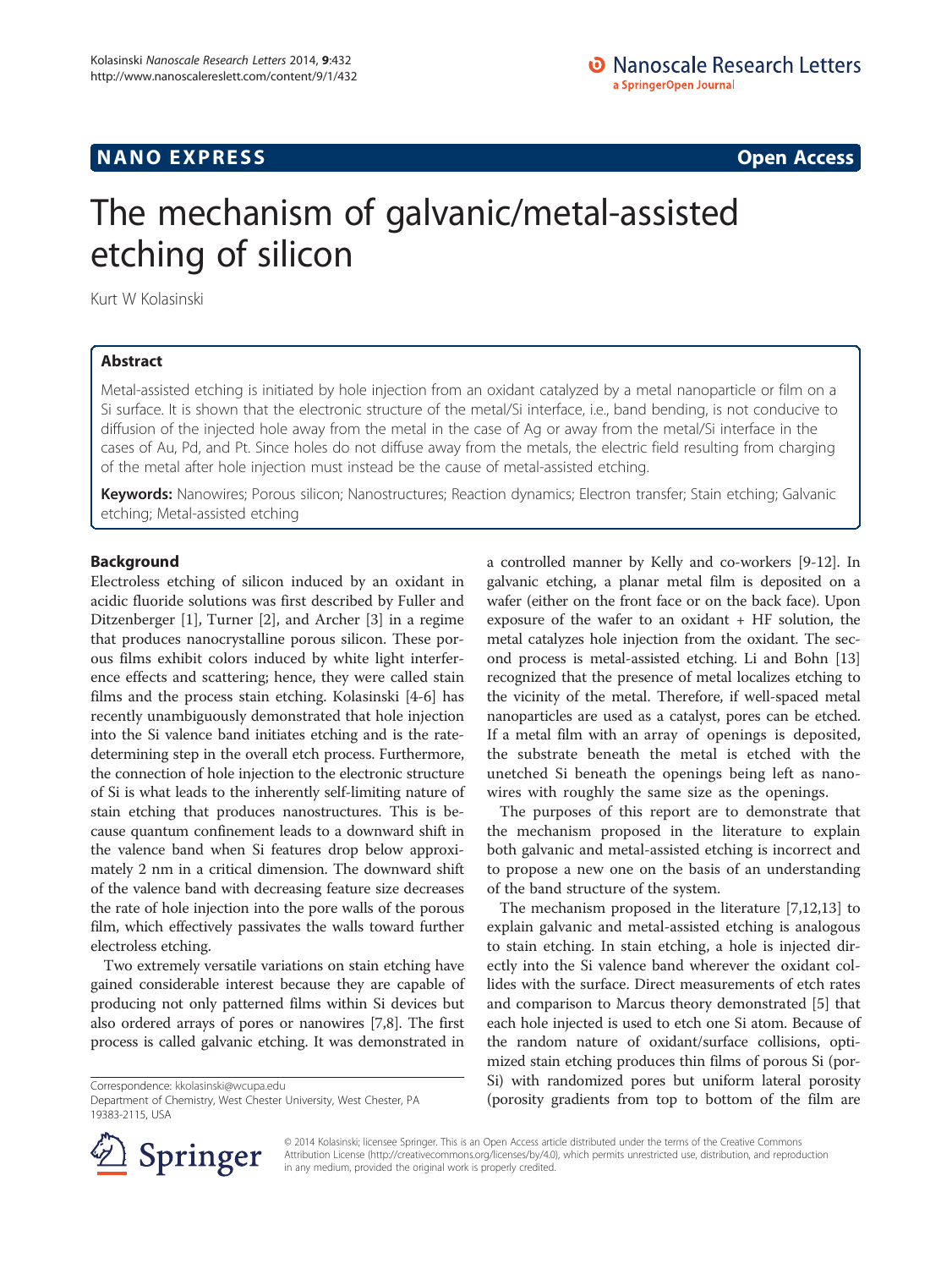# The mechanism of galvanic/metal-assisted etching of silicon

Kurt W Kolasinski

## Abstract

Metal-assisted etching is initiated by hole injection from an oxidant catalyzed by a metal nanoparticle or film on a Si surface. It is shown that the electronic structure of the metal/Si interface, i.e., band bending, is not conducive to diffusion of the injected hole away from the metal in the case of Ag or away from the metal/Si interface in the cases of Au, Pd, and Pt. Since holes do not diffuse away from the metals, the electric field resulting from charging of the metal after hole injection must instead be the cause of metal-assisted etching.

**Keywords:** Nanowires; Porous silicon; Nanostructures; Reaction dynamics; Electron transfer; Stain etching; Galvanic etching; Metal-assisted etching

## Background

Electroless etching of silicon induced by an oxidant in acidic fluoride solutions was first described by Fuller and Ditzenberger [1], Turner [2], and Archer [3] in a regime that produces nanocrystalline porous silicon. These porous films exhibit colors induced by white light interference effects and scattering; hence, they were called stain films and the process stain etching. Kolasinski [4-6] has recently unambiguously demonstrated that hole injection into the Si valence band initiates etching and is the rate-determining step in the overall etch process. Furthermore, the connection of hole injection to the electronic structure of Si is what leads to the inherently self-limiting nature of stain etching that produces nanostructures. This is because quantum confinement leads to a downward shift in the valence band when Si features drop below approximately 2 nm in a critical dimension. The downward shift of the valence band with decreasing feature size decreases the rate of hole injection into the pore walls of the porous film, which effectively passivates the walls toward further electroless etching.

Two extremely versatile variations on stain etching have gained considerable interest because they are capable of producing not only patterned films within Si devices but also ordered arrays of pores or nanowires [7,8]. The first process is called galvanic etching. It was demonstrated in a controlled manner by Kelly and co-workers [9-12]. In galvanic etching, a planar metal film is deposited on a wafer (either on the front face or on the back face). Upon exposure of the wafer to an oxidant + HF solution, the metal catalyzes hole injection from the oxidant. The second process is metal-assisted etching. Li and Bohn [13] recognized that the presence of metal localizes etching to the vicinity of the metal. Therefore, if well-spaced metal nanoparticles are used as a catalyst, pores can be etched. If a metal film with an array of openings is deposited, the substrate beneath the metal is etched with the unetched Si beneath the openings being left as nanowires with roughly the same size as the openings.

The purposes of this report are to demonstrate that the mechanism proposed in the literature to explain both galvanic and metal-assisted etching is incorrect and to propose a new one on the basis of an understanding of the band structure of the system.

The mechanism proposed in the literature [7,12,13] to explain galvanic and metal-assisted etching is analogous to stain etching. In stain etching, a hole is injected directly into the Si valence band wherever the oxidant collides with the surface. Direct measurements of etch rates and comparison to Marcus theory demonstrated [5] that each hole injected is used to etch one Si atom. Because of the random nature of oxidant/surface collisions, optimized stain etching produces thin films of porous Si (por-Si) with randomized pores but uniform lateral porosity (porosity gradients from top to bottom of the film are

Correspondence: kkolasinski@wcupa.edu
Department of Chemistry, West Chester University, West Chester, PA 19383-2115, USA

© 2014 Kolasinski; licensee Springer. This is an Open Access article distributed under the terms of the Creative Commons Attribution License (http://creativecommons.org/licenses/by/4.0), which permits unrestricted use, distribution, and reproduction in any medium, provided the original work is properly credited.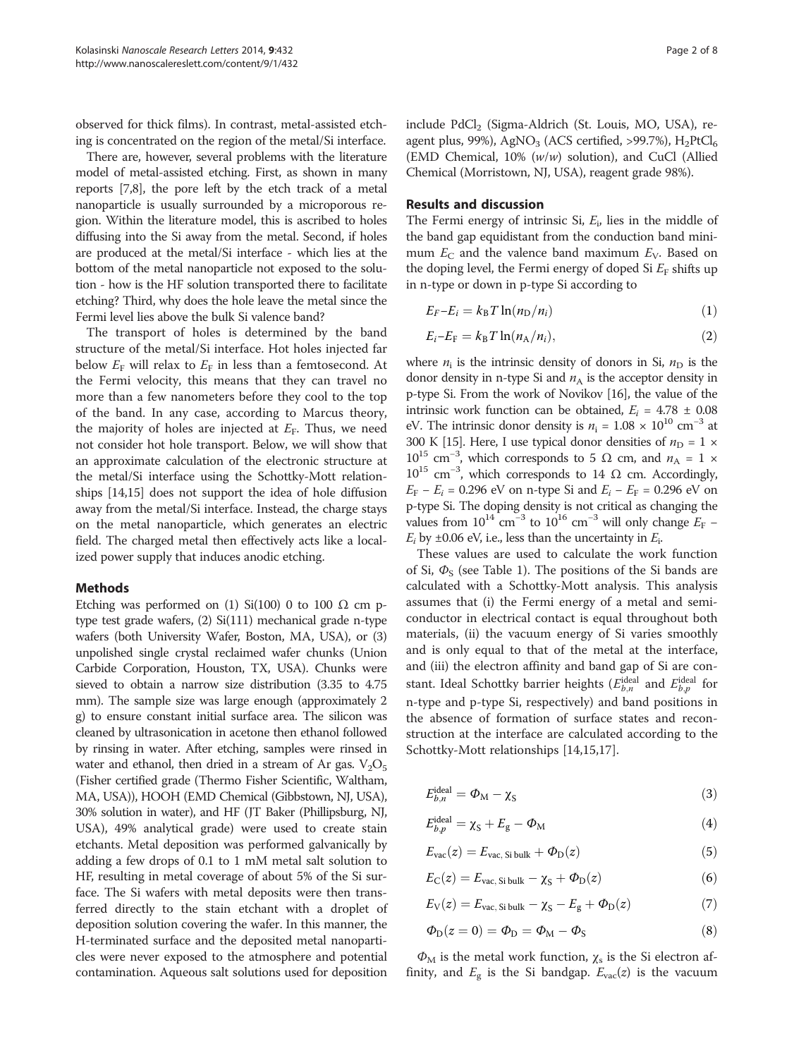observed for thick films). In contrast, metal-assisted etching is concentrated on the region of the metal/Si interface.

There are, however, several problems with the literature model of metal-assisted etching. First, as shown in many reports [7,8], the pore left by the etch track of a metal nanoparticle is usually surrounded by a microporous region. Within the literature model, this is ascribed to holes diffusing into the Si away from the metal. Second, if holes are produced at the metal/Si interface - which lies at the bottom of the metal nanoparticle not exposed to the solution - how is the HF solution transported there to facilitate etching? Third, why does the hole leave the metal since the Fermi level lies above the bulk Si valence band?

The transport of holes is determined by the band structure of the metal/Si interface. Hot holes injected far below $E_F$ will relax to $E_F$ in less than a femtosecond. At the Fermi velocity, this means that they can travel no more than a few nanometers before they cool to the top of the band. In any case, according to Marcus theory, the majority of holes are injected at $E_F$. Thus, we need not consider hot hole transport. Below, we will show that an approximate calculation of the electronic structure at the metal/Si interface using the Schottky-Mott relationships [14,15] does not support the idea of hole diffusion away from the metal/Si interface. Instead, the charge stays on the metal nanoparticle, which generates an electric field. The charged metal then effectively acts like a localized power supply that induces anodic etching.

## Methods

Etching was performed on (1) Si(100) 0 to 100 Ω cm p-type test grade wafers, (2) Si(111) mechanical grade n-type wafers (both University Wafer, Boston, MA, USA), or (3) unpolished single crystal reclaimed wafer chunks (Union Carbide Corporation, Houston, TX, USA). Chunks were sieved to obtain a narrow size distribution (3.35 to 4.75 mm). The sample size was large enough (approximately 2 g) to ensure constant initial surface area. The silicon was cleaned by ultrasonication in acetone then ethanol followed by rinsing in water. After etching, samples were rinsed in water and ethanol, then dried in a stream of Ar gas. $V_2O_5$ (Fisher certified grade (Thermo Fisher Scientific, Waltham, MA, USA)), HOOH (EMD Chemical (Gibbstown, NJ, USA), 30% solution in water), and HF (JT Baker (Phillipsburg, NJ, USA), 49% analytical grade) were used to create stain etchants. Metal deposition was performed galvanically by adding a few drops of 0.1 to 1 mM metal salt solution to HF, resulting in metal coverage of about 5% of the Si surface. The Si wafers with metal deposits were then transferred directly to the stain etchant with a droplet of deposition solution covering the wafer. In this manner, the H-terminated surface and the deposited metal nanoparticles were never exposed to the atmosphere and potential contamination. Aqueous salt solutions used for deposition include $PdCl_2$ (Sigma-Aldrich (St. Louis, MO, USA), reagent plus, 99%), $AgNO_3$ (ACS certified, >99.7%), $H_2PtCl_6$ (EMD Chemical, 10% (*w*/*w*) solution), and CuCl (Allied Chemical (Morristown, NJ, USA), reagent grade 98%).

## Results and discussion

The Fermi energy of intrinsic Si, $E_i$, lies in the middle of the band gap equidistant from the conduction band minimum $E_C$ and the valence band maximum $E_V$. Based on the doping level, the Fermi energy of doped Si $E_F$ shifts up in n-type or down in p-type Si according to

$$E_F - E_i = k_B T \ln(n_D/n_i) \tag{1}$$

$$E_i - E_F = k_B T \ln(n_A/n_i), \tag{2}$$

where $n_i$ is the intrinsic density of donors in Si, $n_D$ is the donor density in n-type Si and $n_A$ is the acceptor density in p-type Si. From the work of Novikov [16], the value of the intrinsic work function can be obtained, $E_i = 4.78 \pm 0.08$ eV. The intrinsic donor density is $n_i = 1.08 \times 10^{10}$ cm$^{-3}$ at 300 K [15]. Here, I use typical donor densities of $n_D = 1 \times 10^{15}$ cm$^{-3}$, which corresponds to 5 Ω cm, and $n_A = 1 \times 10^{15}$ cm$^{-3}$, which corresponds to 14 Ω cm. Accordingly, $E_F - E_i = 0.296$ eV on n-type Si and $E_i - E_F = 0.296$ eV on p-type Si. The doping density is not critical as changing the values from $10^{14}$ cm$^{-3}$ to $10^{16}$ cm$^{-3}$ will only change $E_F - E_i$ by ±0.06 eV, i.e., less than the uncertainty in $E_i$.

These values are used to calculate the work function of Si, $\Phi_S$ (see Table 1). The positions of the Si bands are calculated with a Schottky-Mott analysis. This analysis assumes that (i) the Fermi energy of a metal and semiconductor in electrical contact is equal throughout both materials, (ii) the vacuum energy of Si varies smoothly and is only equal to that of the metal at the interface, and (iii) the electron affinity and band gap of Si are constant. Ideal Schottky barrier heights ($E_{b,n}^{\text{ideal}}$ and $E_{b,p}^{\text{ideal}}$ for n-type and p-type Si, respectively) and band positions in the absence of formation of surface states and reconstruction at the interface are calculated according to the Schottky-Mott relationships [14,15,17].

$$E_{b,n}^{\text{ideal}} = \Phi_M - \chi_S \tag{3}$$

$$E_{b,p}^{\text{ideal}} = \chi_S + E_g - \Phi_M \tag{4}$$

$$E_{\text{vac}}(z) = E_{\text{vac, Si bulk}} + \Phi_D(z) \tag{5}$$

$$E_C(z) = E_{\text{vac, Si bulk}} - \chi_S + \Phi_D(z) \tag{6}$$

$$E_V(z) = E_{\text{vac, Si bulk}} - \chi_S - E_g + \Phi_D(z) \tag{7}$$

$$\Phi_D(z = 0) = \Phi_D = \Phi_M - \Phi_S \tag{8}$$

$\Phi_M$ is the metal work function, $\chi_s$ is the Si electron affinity, and $E_g$ is the Si bandgap. $E_{\text{vac}}(z)$ is the vacuum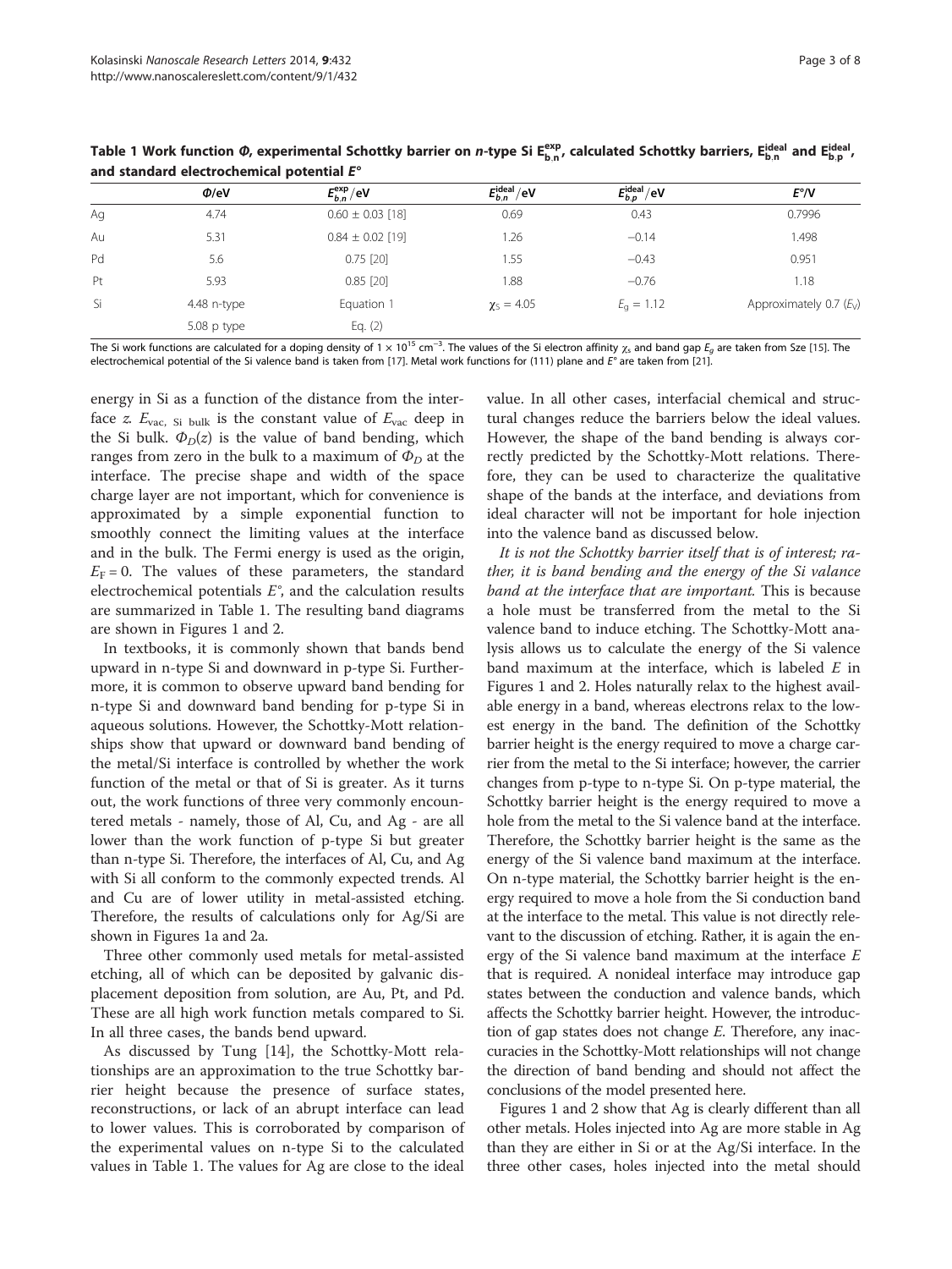**Table 1 Work function $\Phi$, experimental Schottky barrier on *n*-type Si $E_{b,n}^{exp}$, calculated Schottky barriers, $E_{b,n}^{ideal}$ and $E_{b,p}^{ideal}$, and standard electrochemical potential $E°$**

| | $\Phi$/eV | $E_{b,n}^{exp}$/eV | $E_{b,n}^{ideal}$/eV | $E_{b,p}^{ideal}$/eV | $E°$/V |
|---|---|---|---|---|---|
| Ag | 4.74 | 0.60 ± 0.03 [18] | 0.69 | 0.43 | 0.7996 |
| Au | 5.31 | 0.84 ± 0.02 [19] | 1.26 | −0.14 | 1.498 |
| Pd | 5.6 | 0.75 [20] | 1.55 | −0.43 | 0.951 |
| Pt | 5.93 | 0.85 [20] | 1.88 | −0.76 | 1.18 |
| Si | 4.48 n-type | Equation 1 | $\chi_S = 4.05$ | $E_g = 1.12$ | Approximately 0.7 ($E_V$) |
| | 5.08 p type | Eq. (2) | | | |

The Si work functions are calculated for a doping density of $1 \times 10^{15}$ cm$^{-3}$. The values of the Si electron affinity $\chi_s$ and band gap $E_g$ are taken from Sze [15]. The electrochemical potential of the Si valence band is taken from [17]. Metal work functions for (111) plane and $E°$ are taken from [21].

energy in Si as a function of the distance from the interface $z$. $E_{vac,\ Si\ bulk}$ is the constant value of $E_{vac}$ deep in the Si bulk. $\Phi_D(z)$ is the value of band bending, which ranges from zero in the bulk to a maximum of $\Phi_D$ at the interface. The precise shape and width of the space charge layer are not important, which for convenience is approximated by a simple exponential function to smoothly connect the limiting values at the interface and in the bulk. The Fermi energy is used as the origin, $E_F = 0$. The values of these parameters, the standard electrochemical potentials $E°$, and the calculation results are summarized in Table 1. The resulting band diagrams are shown in Figures 1 and 2.

In textbooks, it is commonly shown that bands bend upward in n-type Si and downward in p-type Si. Furthermore, it is common to observe upward band bending for n-type Si and downward band bending for p-type Si in aqueous solutions. However, the Schottky-Mott relationships show that upward or downward band bending of the metal/Si interface is controlled by whether the work function of the metal or that of Si is greater. As it turns out, the work functions of three very commonly encountered metals - namely, those of Al, Cu, and Ag - are all lower than the work function of p-type Si but greater than n-type Si. Therefore, the interfaces of Al, Cu, and Ag with Si all conform to the commonly expected trends. Al and Cu are of lower utility in metal-assisted etching. Therefore, the results of calculations only for Ag/Si are shown in Figures 1a and 2a.

Three other commonly used metals for metal-assisted etching, all of which can be deposited by galvanic displacement deposition from solution, are Au, Pt, and Pd. These are all high work function metals compared to Si. In all three cases, the bands bend upward.

As discussed by Tung [14], the Schottky-Mott relationships are an approximation to the true Schottky barrier height because the presence of surface states, reconstructions, or lack of an abrupt interface can lead to lower values. This is corroborated by comparison of the experimental values on n-type Si to the calculated values in Table 1. The values for Ag are close to the ideal value. In all other cases, interfacial chemical and structural changes reduce the barriers below the ideal values. However, the shape of the band bending is always correctly predicted by the Schottky-Mott relations. Therefore, they can be used to characterize the qualitative shape of the bands at the interface, and deviations from ideal character will not be important for hole injection into the valence band as discussed below.

*It is not the Schottky barrier itself that is of interest; rather, it is band bending and the energy of the Si valance band at the interface that are important.* This is because a hole must be transferred from the metal to the Si valence band to induce etching. The Schottky-Mott analysis allows us to calculate the energy of the Si valence band maximum at the interface, which is labeled $E$ in Figures 1 and 2. Holes naturally relax to the highest available energy in a band, whereas electrons relax to the lowest energy in the band. The definition of the Schottky barrier height is the energy required to move a charge carrier from the metal to the Si interface; however, the carrier changes from p-type to n-type Si. On p-type material, the Schottky barrier height is the energy required to move a hole from the metal to the Si valence band at the interface. Therefore, the Schottky barrier height is the same as the energy of the Si valence band maximum at the interface. On n-type material, the Schottky barrier height is the energy required to move a hole from the Si conduction band at the interface to the metal. This value is not directly relevant to the discussion of etching. Rather, it is again the energy of the Si valence band maximum at the interface $E$ that is required. A nonideal interface may introduce gap states between the conduction and valence bands, which affects the Schottky barrier height. However, the introduction of gap states does not change $E$. Therefore, any inaccuracies in the Schottky-Mott relationships will not change the direction of band bending and should not affect the conclusions of the model presented here.

Figures 1 and 2 show that Ag is clearly different than all other metals. Holes injected into Ag are more stable in Ag than they are either in Si or at the Ag/Si interface. In the three other cases, holes injected into the metal should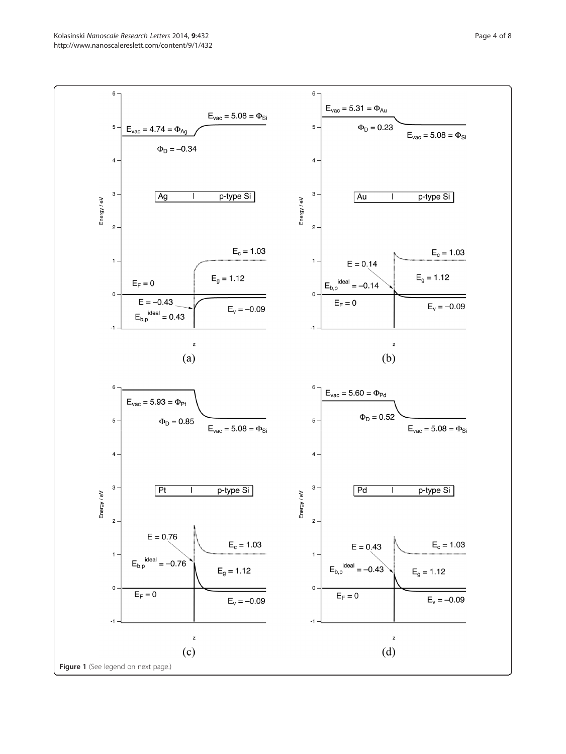Figure 1 (See legend on next page.)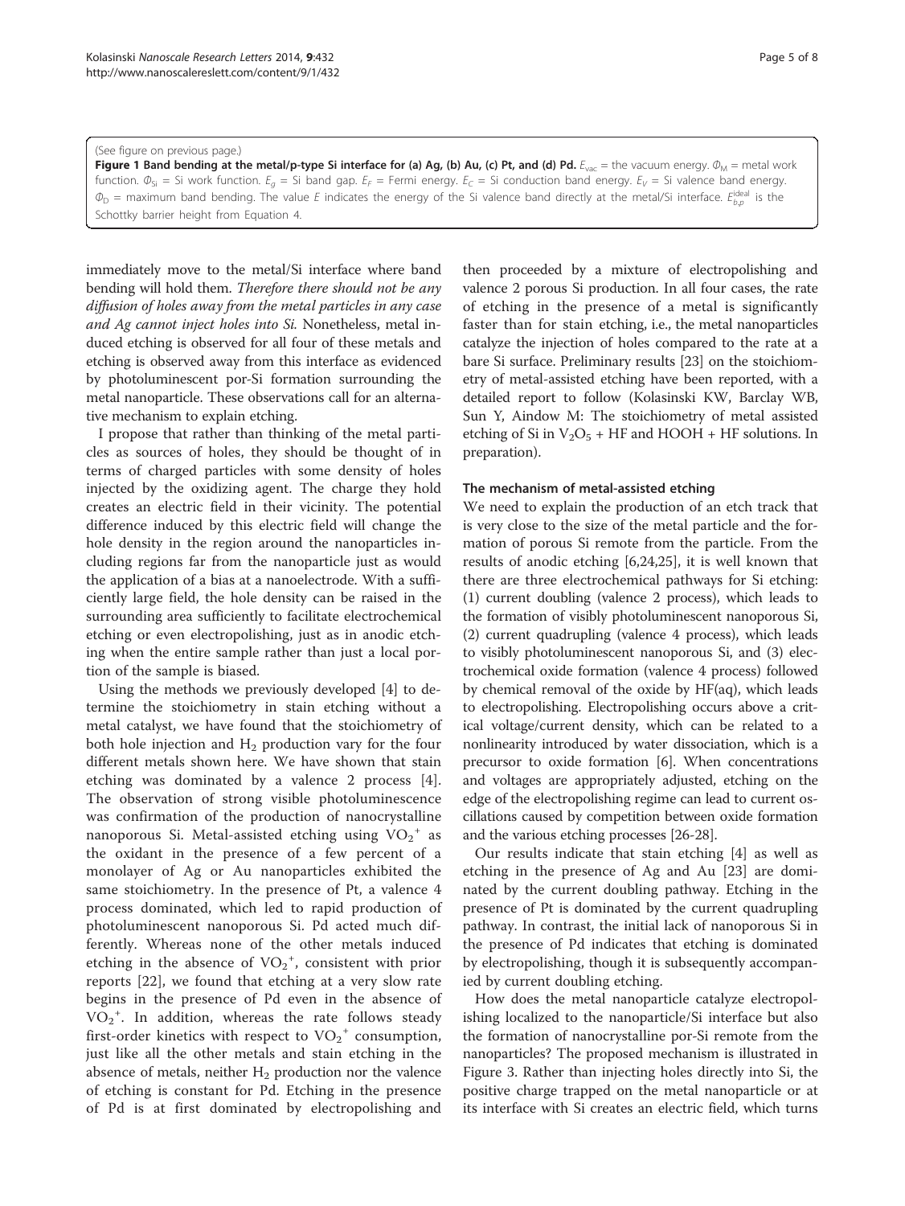(See figure on previous page.)

**Figure 1 Band bending at the metal/p-type Si interface for (a) Ag, (b) Au, (c) Pt, and (d) Pd.** $E_{vac}$ = the vacuum energy. $\Phi_M$ = metal work function. $\Phi_{Si}$ = Si work function. $E_g$ = Si band gap. $E_F$ = Fermi energy. $E_C$ = Si conduction band energy. $E_V$ = Si valence band energy. $\Phi_D$ = maximum band bending. The value $E$ indicates the energy of the Si valence band directly at the metal/Si interface. $E_{b,p}^{ideal}$ is the Schottky barrier height from Equation 4.

immediately move to the metal/Si interface where band bending will hold them. *Therefore there should not be any diffusion of holes away from the metal particles in any case and Ag cannot inject holes into Si.* Nonetheless, metal induced etching is observed for all four of these metals and etching is observed away from this interface as evidenced by photoluminescent por-Si formation surrounding the metal nanoparticle. These observations call for an alternative mechanism to explain etching.

I propose that rather than thinking of the metal particles as sources of holes, they should be thought of in terms of charged particles with some density of holes injected by the oxidizing agent. The charge they hold creates an electric field in their vicinity. The potential difference induced by this electric field will change the hole density in the region around the nanoparticles including regions far from the nanoparticle just as would the application of a bias at a nanoelectrode. With a sufficiently large field, the hole density can be raised in the surrounding area sufficiently to facilitate electrochemical etching or even electropolishing, just as in anodic etching when the entire sample rather than just a local portion of the sample is biased.

Using the methods we previously developed [4] to determine the stoichiometry in stain etching without a metal catalyst, we have found that the stoichiometry of both hole injection and $H_2$ production vary for the four different metals shown here. We have shown that stain etching was dominated by a valence 2 process [4]. The observation of strong visible photoluminescence was confirmation of the production of nanocrystalline nanoporous Si. Metal-assisted etching using $VO_2^+$ as the oxidant in the presence of a few percent of a monolayer of Ag or Au nanoparticles exhibited the same stoichiometry. In the presence of Pt, a valence 4 process dominated, which led to rapid production of photoluminescent nanoporous Si. Pd acted much differently. Whereas none of the other metals induced etching in the absence of $VO_2^+$, consistent with prior reports [22], we found that etching at a very slow rate begins in the presence of Pd even in the absence of $VO_2^+$. In addition, whereas the rate follows steady first-order kinetics with respect to $VO_2^+$ consumption, just like all the other metals and stain etching in the absence of metals, neither $H_2$ production nor the valence of etching is constant for Pd. Etching in the presence of Pd is at first dominated by electropolishing and then proceeded by a mixture of electropolishing and valence 2 porous Si production. In all four cases, the rate of etching in the presence of a metal is significantly faster than for stain etching, i.e., the metal nanoparticles catalyze the injection of holes compared to the rate at a bare Si surface. Preliminary results [23] on the stoichiometry of metal-assisted etching have been reported, with a detailed report to follow (Kolasinski KW, Barclay WB, Sun Y, Aindow M: The stoichiometry of metal assisted etching of Si in $V_2O_5$ + HF and HOOH + HF solutions. In preparation).

### The mechanism of metal-assisted etching

We need to explain the production of an etch track that is very close to the size of the metal particle and the formation of porous Si remote from the particle. From the results of anodic etching [6,24,25], it is well known that there are three electrochemical pathways for Si etching: (1) current doubling (valence 2 process), which leads to the formation of visibly photoluminescent nanoporous Si, (2) current quadrupling (valence 4 process), which leads to visibly photoluminescent nanoporous Si, and (3) electrochemical oxide formation (valence 4 process) followed by chemical removal of the oxide by HF(aq), which leads to electropolishing. Electropolishing occurs above a critical voltage/current density, which can be related to a nonlinearity introduced by water dissociation, which is a precursor to oxide formation [6]. When concentrations and voltages are appropriately adjusted, etching on the edge of the electropolishing regime can lead to current oscillations caused by competition between oxide formation and the various etching processes [26-28].

Our results indicate that stain etching [4] as well as etching in the presence of Ag and Au [23] are dominated by the current doubling pathway. Etching in the presence of Pt is dominated by the current quadrupling pathway. In contrast, the initial lack of nanoporous Si in the presence of Pd indicates that etching is dominated by electropolishing, though it is subsequently accompanied by current doubling etching.

How does the metal nanoparticle catalyze electropolishing localized to the nanoparticle/Si interface but also the formation of nanocrystalline por-Si remote from the nanoparticles? The proposed mechanism is illustrated in Figure 3. Rather than injecting holes directly into Si, the positive charge trapped on the metal nanoparticle or at its interface with Si creates an electric field, which turns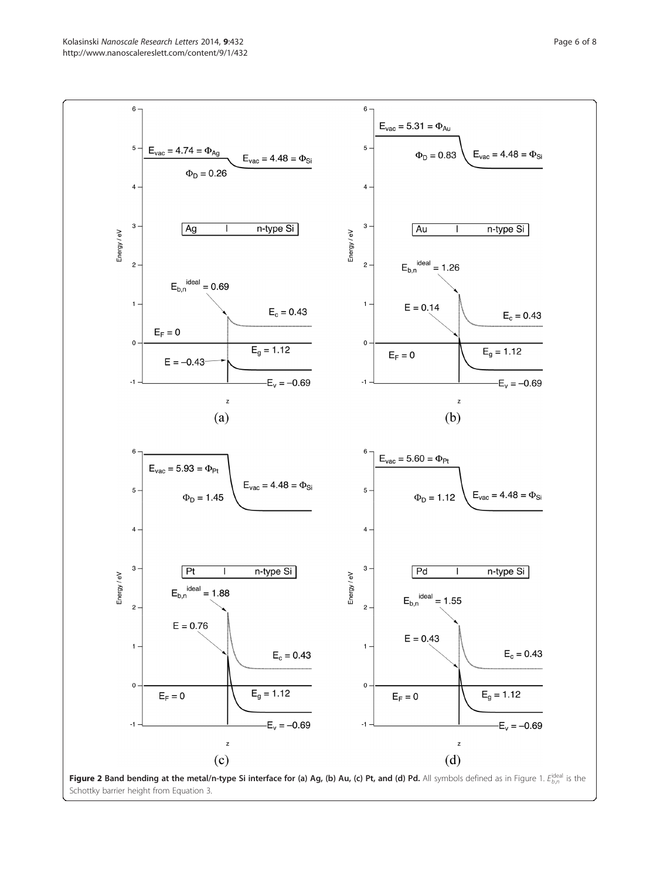**Figure 2 Band bending at the metal/n-type Si interface for (a) Ag, (b) Au, (c) Pt, and (d) Pd.** All symbols defined as in Figure 1. $E_{b,n}^{ideal}$ is the Schottky barrier height from Equation 3.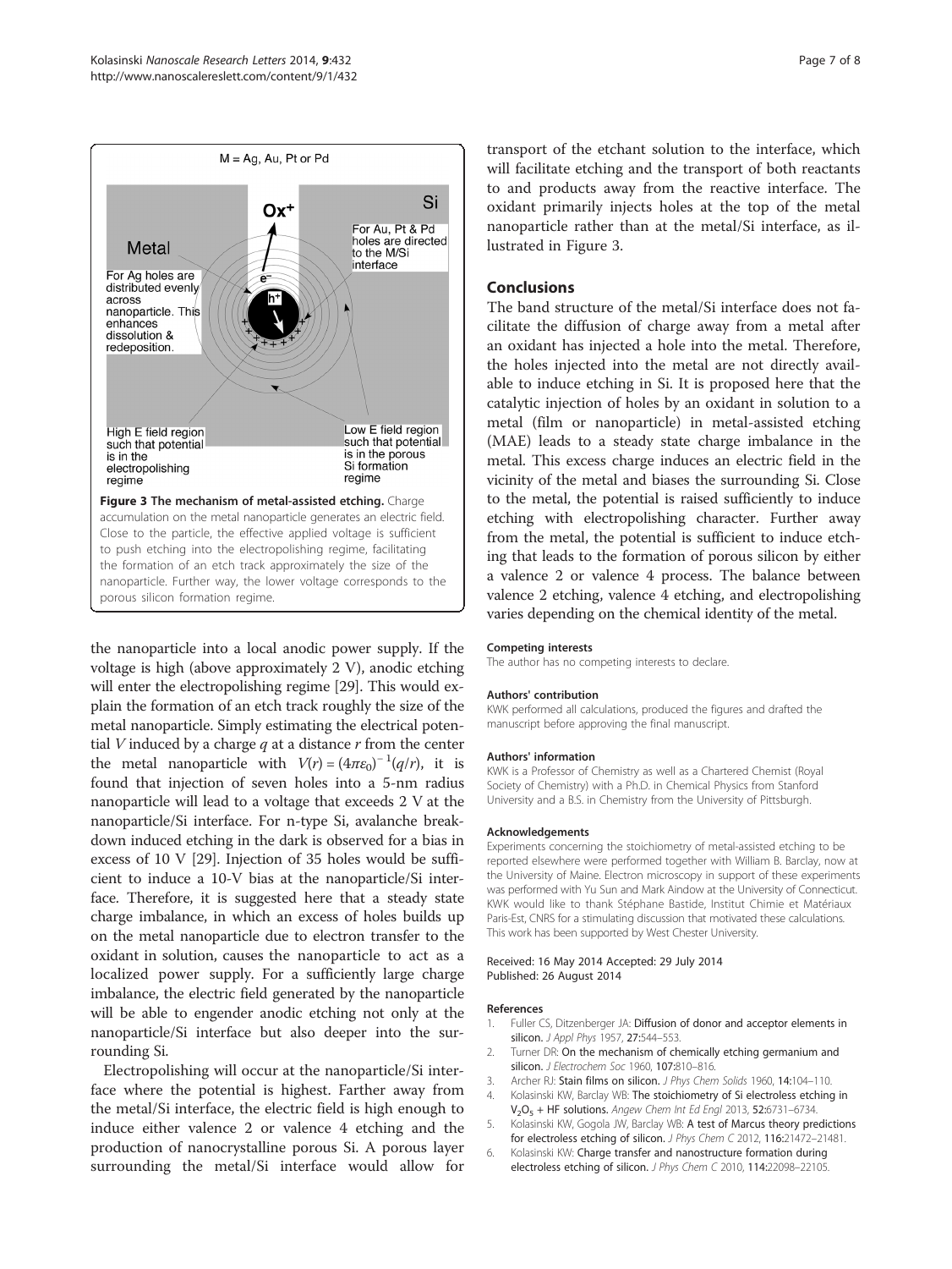M = Ag, Au, Pt or Pd

Ox+

Si

For Au, Pt & Pd holes are directed to the M/Si interface

Metal

For Ag holes are distributed evenly across nanoparticle. This enhances dissolution & redeposition.

e−

h+

High E field region such that potential is in the electropolishing regime

Low E field region such that potential is in the porous Si formation regime

**Figure 3 The mechanism of metal-assisted etching.** Charge accumulation on the metal nanoparticle generates an electric field. Close to the particle, the effective applied voltage is sufficient to push etching into the electropolishing regime, facilitating the formation of an etch track approximately the size of the nanoparticle. Further way, the lower voltage corresponds to the porous silicon formation regime.

the nanoparticle into a local anodic power supply. If the voltage is high (above approximately 2 V), anodic etching will enter the electropolishing regime [29]. This would explain the formation of an etch track roughly the size of the metal nanoparticle. Simply estimating the electrical potential $V$ induced by a charge $q$ at a distance $r$ from the center the metal nanoparticle with $V(r) = (4\pi\varepsilon_0)^{-1}(q/r)$, it is found that injection of seven holes into a 5-nm radius nanoparticle will lead to a voltage that exceeds 2 V at the nanoparticle/Si interface. For n-type Si, avalanche breakdown induced etching in the dark is observed for a bias in excess of 10 V [29]. Injection of 35 holes would be sufficient to induce a 10-V bias at the nanoparticle/Si interface. Therefore, it is suggested here that a steady state charge imbalance, in which an excess of holes builds up on the metal nanoparticle due to electron transfer to the oxidant in solution, causes the nanoparticle to act as a localized power supply. For a sufficiently large charge imbalance, the electric field generated by the nanoparticle will be able to engender anodic etching not only at the nanoparticle/Si interface but also deeper into the surrounding Si.

Electropolishing will occur at the nanoparticle/Si interface where the potential is highest. Farther away from the metal/Si interface, the electric field is high enough to induce either valence 2 or valence 4 etching and the production of nanocrystalline porous Si. A porous layer surrounding the metal/Si interface would allow for transport of the etchant solution to the interface, which will facilitate etching and the transport of both reactants to and products away from the reactive interface. The oxidant primarily injects holes at the top of the metal nanoparticle rather than at the metal/Si interface, as illustrated in Figure 3.

## Conclusions

The band structure of the metal/Si interface does not facilitate the diffusion of charge away from a metal after an oxidant has injected a hole into the metal. Therefore, the holes injected into the metal are not directly available to induce etching in Si. It is proposed here that the catalytic injection of holes by an oxidant in solution to a metal (film or nanoparticle) in metal-assisted etching (MAE) leads to a steady state charge imbalance in the metal. This excess charge induces an electric field in the vicinity of the metal and biases the surrounding Si. Close to the metal, the potential is raised sufficiently to induce etching with electropolishing character. Further away from the metal, the potential is sufficient to induce etching that leads to the formation of porous silicon by either a valence 2 or valence 4 process. The balance between valence 2 etching, valence 4 etching, and electropolishing varies depending on the chemical identity of the metal.

### Competing interests

The author has no competing interests to declare.

### Authors' contribution

KWK performed all calculations, produced the figures and drafted the manuscript before approving the final manuscript.

### Authors' information

KWK is a Professor of Chemistry as well as a Chartered Chemist (Royal Society of Chemistry) with a Ph.D. in Chemical Physics from Stanford University and a B.S. in Chemistry from the University of Pittsburgh.

### Acknowledgements

Experiments concerning the stoichiometry of metal-assisted etching to be reported elsewhere were performed together with William B. Barclay, now at the University of Maine. Electron microscopy in support of these experiments was performed with Yu Sun and Mark Aindow at the University of Connecticut. KWK would like to thank Stéphane Bastide, Institut Chimie et Matériaux Paris-Est, CNRS for a stimulating discussion that motivated these calculations. This work has been supported by West Chester University.

Received: 16 May 2014 Accepted: 29 July 2014
Published: 26 August 2014

### References

1. Fuller CS, Ditzenberger JA: **Diffusion of donor and acceptor elements in silicon.** *J Appl Phys* 1957, **27:**544–553.
2. Turner DR: **On the mechanism of chemically etching germanium and silicon.** *J Electrochem Soc* 1960, **107:**810–816.
3. Archer RJ: **Stain films on silicon.** *J Phys Chem Solids* 1960, **14:**104–110.
4. Kolasinski KW, Barclay WB: **The stoichiometry of Si electroless etching in $V_2O_5$ + HF solutions.** *Angew Chem Int Ed Engl* 2013, **52:**6731–6734.
5. Kolasinski KW, Gogola JW, Barclay WB: **A test of Marcus theory predictions for electroless etching of silicon.** *J Phys Chem C* 2012, **116:**21472–21481.
6. Kolasinski KW: **Charge transfer and nanostructure formation during electroless etching of silicon.** *J Phys Chem C* 2010, **114:**22098–22105.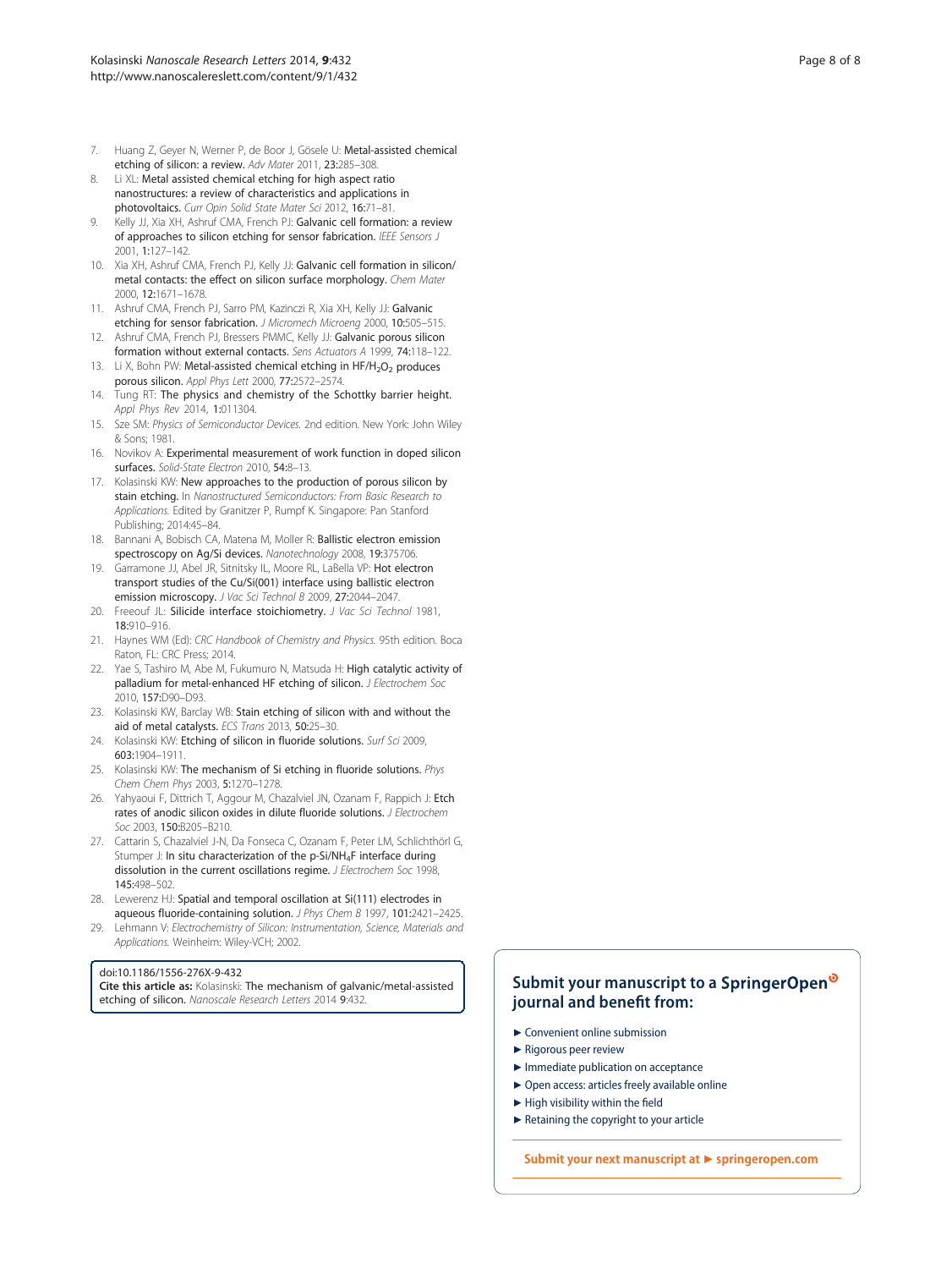7. Huang Z, Geyer N, Werner P, de Boor J, Gösele U: **Metal-assisted chemical etching of silicon: a review.** *Adv Mater* 2011, **23:**285–308.
8. Li XL: **Metal assisted chemical etching for high aspect ratio nanostructures: a review of characteristics and applications in photovoltaics.** *Curr Opin Solid State Mater Sci* 2012, **16:**71–81.
9. Kelly JJ, Xia XH, Ashruf CMA, French PJ: **Galvanic cell formation: a review of approaches to silicon etching for sensor fabrication.** *IEEE Sensors J* 2001, **1:**127–142.
10. Xia XH, Ashruf CMA, French PJ, Kelly JJ: **Galvanic cell formation in silicon/metal contacts: the effect on silicon surface morphology.** *Chem Mater* 2000, **12:**1671–1678.
11. Ashruf CMA, French PJ, Sarro PM, Kazinczi R, Xia XH, Kelly JJ: **Galvanic etching for sensor fabrication.** *J Micromech Microeng* 2000, **10:**505–515.
12. Ashruf CMA, French PJ, Bressers PMMC, Kelly JJ: **Galvanic porous silicon formation without external contacts.** *Sens Actuators A* 1999, **74:**118–122.
13. Li X, Bohn PW: **Metal-assisted chemical etching in HF/$H_2O_2$ produces porous silicon.** *Appl Phys Lett* 2000, **77:**2572–2574.
14. Tung RT: **The physics and chemistry of the Schottky barrier height.** *Appl Phys Rev* 2014, **1:**011304.
15. Sze SM: *Physics of Semiconductor Devices.* 2nd edition. New York: John Wiley & Sons; 1981.
16. Novikov A: **Experimental measurement of work function in doped silicon surfaces.** *Solid-State Electron* 2010, **54:**8–13.
17. Kolasinski KW: **New approaches to the production of porous silicon by stain etching.** In *Nanostructured Semiconductors: From Basic Research to Applications.* Edited by Granitzer P, Rumpf K. Singapore: Pan Stanford Publishing; 2014:45–84.
18. Bannani A, Bobisch CA, Matena M, Moller R: **Ballistic electron emission spectroscopy on Ag/Si devices.** *Nanotechnology* 2008, **19:**375706.
19. Garramone JJ, Abel JR, Sitnitsky IL, Moore RL, LaBella VP: **Hot electron transport studies of the Cu/Si(001) interface using ballistic electron emission microscopy.** *J Vac Sci Technol B* 2009, **27:**2044–2047.
20. Freeouf JL: **Silicide interface stoichiometry.** *J Vac Sci Technol* 1981, **18:**910–916.
21. Haynes WM (Ed): *CRC Handbook of Chemistry and Physics.* 95th edition. Boca Raton, FL: CRC Press; 2014.
22. Yae S, Tashiro M, Abe M, Fukumuro N, Matsuda H: **High catalytic activity of palladium for metal-enhanced HF etching of silicon.** *J Electrochem Soc* 2010, **157:**D90–D93.
23. Kolasinski KW, Barclay WB: **Stain etching of silicon with and without the aid of metal catalysts.** *ECS Trans* 2013, **50:**25–30.
24. Kolasinski KW: **Etching of silicon in fluoride solutions.** *Surf Sci* 2009, **603:**1904–1911.
25. Kolasinski KW: **The mechanism of Si etching in fluoride solutions.** *Phys Chem Chem Phys* 2003, **5:**1270–1278.
26. Yahyaoui F, Dittrich T, Aggour M, Chazalviel JN, Ozanam F, Rappich J: **Etch rates of anodic silicon oxides in dilute fluoride solutions.** *J Electrochem Soc* 2003, **150:**B205–B210.
27. Cattarin S, Chazalviel J-N, Da Fonseca C, Ozanam F, Peter LM, Schlichthörl G, Stumper J: **In situ characterization of the p-Si/$NH_4F$ interface during dissolution in the current oscillations regime.** *J Electrochem Soc* 1998, **145:**498–502.
28. Lewerenz HJ: **Spatial and temporal oscillation at Si(111) electrodes in aqueous fluoride-containing solution.** *J Phys Chem B* 1997, **101:**2421–2425.
29. Lehmann V: *Electrochemistry of Silicon: Instrumentation, Science, Materials and Applications.* Weinheim: Wiley-VCH; 2002.

doi:10.1186/1556-276X-9-432
**Cite this article as:** Kolasinski: The mechanism of galvanic/metal-assisted etching of silicon. *Nanoscale Research Letters* 2014 **9**:432.

**Submit your manuscript to a SpringerOpen journal and benefit from:**

- ► Convenient online submission
- ► Rigorous peer review
- ► Immediate publication on acceptance
- ► Open access: articles freely available online
- ► High visibility within the field
- ► Retaining the copyright to your article

**Submit your next manuscript at ► springeropen.com**